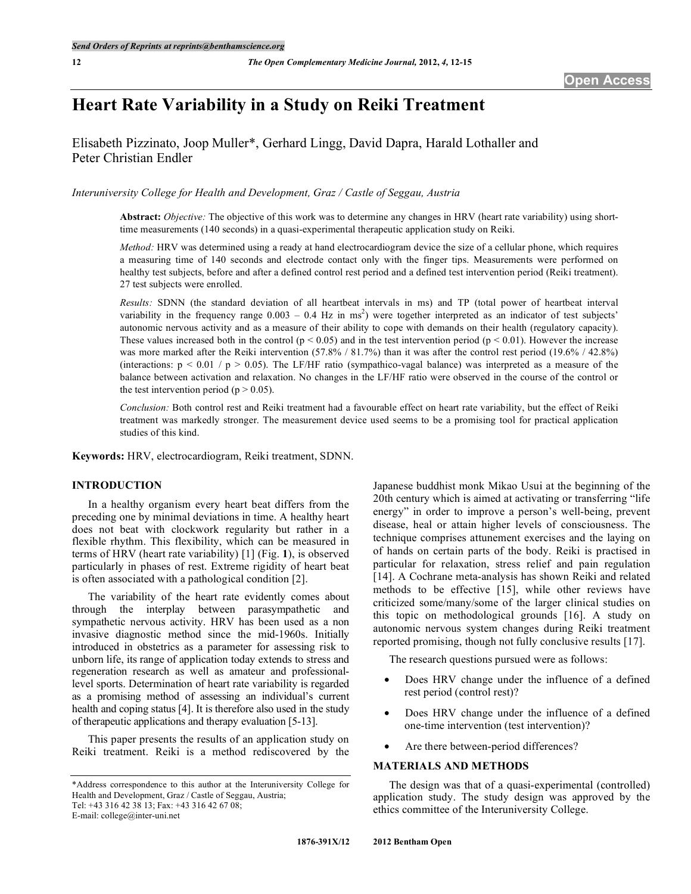# Heart Rate Variability in a Study on Reiki Treatment

Elisabeth Pizzinato, Joop Muller*, Gerhard Lingg, David Dapra, Harald Lothaller and Peter Christian Endler

*Interuniversity College for Health and Development, Graz / Castle of Seggau, Austria*

**Abstract:** *Objective:* The objective of this work was to determine any changes in HRV (heart rate variability) using short-time measurements (140 seconds) in a quasi-experimental therapeutic application study on Reiki.

*Method:* HRV was determined using a ready at hand electrocardiogram device the size of a cellular phone, which requires a measuring time of 140 seconds and electrode contact only with the finger tips. Measurements were performed on healthy test subjects, before and after a defined control rest period and a defined test intervention period (Reiki treatment). 27 test subjects were enrolled.

*Results:* SDNN (the standard deviation of all heartbeat intervals in ms) and TP (total power of heartbeat interval variability in the frequency range 0.003 – 0.4 Hz in $ms^2$) were together interpreted as an indicator of test subjects' autonomic nervous activity and as a measure of their ability to cope with demands on their health (regulatory capacity). These values increased both in the control ($p < 0.05$) and in the test intervention period ($p < 0.01$). However the increase was more marked after the Reiki intervention (57.8% / 81.7%) than it was after the control rest period (19.6% / 42.8%) (interactions: $p < 0.01$ / $p > 0.05$). The LF/HF ratio (sympathico-vagal balance) was interpreted as a measure of the balance between activation and relaxation. No changes in the LF/HF ratio were observed in the course of the control or the test intervention period ($p > 0.05$).

*Conclusion:* Both control rest and Reiki treatment had a favourable effect on heart rate variability, but the effect of Reiki treatment was markedly stronger. The measurement device used seems to be a promising tool for practical application studies of this kind.

**Keywords:** HRV, electrocardiogram, Reiki treatment, SDNN.

## INTRODUCTION

In a healthy organism every heart beat differs from the preceding one by minimal deviations in time. A healthy heart does not beat with clockwork regularity but rather in a flexible rhythm. This flexibility, which can be measured in terms of HRV (heart rate variability) [1] (Fig. **1**), is observed particularly in phases of rest. Extreme rigidity of heart beat is often associated with a pathological condition [2].

The variability of the heart rate evidently comes about through the interplay between parasympathetic and sympathetic nervous activity. HRV has been used as a non invasive diagnostic method since the mid-1960s. Initially introduced in obstetrics as a parameter for assessing risk to unborn life, its range of application today extends to stress and regeneration research as well as amateur and professional-level sports. Determination of heart rate variability is regarded as a promising method of assessing an individual's current health and coping status [4]. It is therefore also used in the study of therapeutic applications and therapy evaluation [5-13].

This paper presents the results of an application study on Reiki treatment. Reiki is a method rediscovered by the Japanese buddhist monk Mikao Usui at the beginning of the 20th century which is aimed at activating or transferring "life energy" in order to improve a person's well-being, prevent disease, heal or attain higher levels of consciousness. The technique comprises attunement exercises and the laying on of hands on certain parts of the body. Reiki is practised in particular for relaxation, stress relief and pain regulation [14]. A Cochrane meta-analysis has shown Reiki and related methods to be effective [15], while other reviews have criticized some/many/some of the larger clinical studies on this topic on methodological grounds [16]. A study on autonomic nervous system changes during Reiki treatment reported promising, though not fully conclusive results [17].

The research questions pursued were as follows:

- Does HRV change under the influence of a defined rest period (control rest)?
- Does HRV change under the influence of a defined one-time intervention (test intervention)?
- Are there between-period differences?

## MATERIALS AND METHODS

The design was that of a quasi-experimental (controlled) application study. The study design was approved by the ethics committee of the Interuniversity College.

*Address correspondence to this author at the Interuniversity College for Health and Development, Graz / Castle of Seggau, Austria;
Tel: +43 316 42 38 13; Fax: +43 316 42 67 08;
E-mail: college@inter-uni.net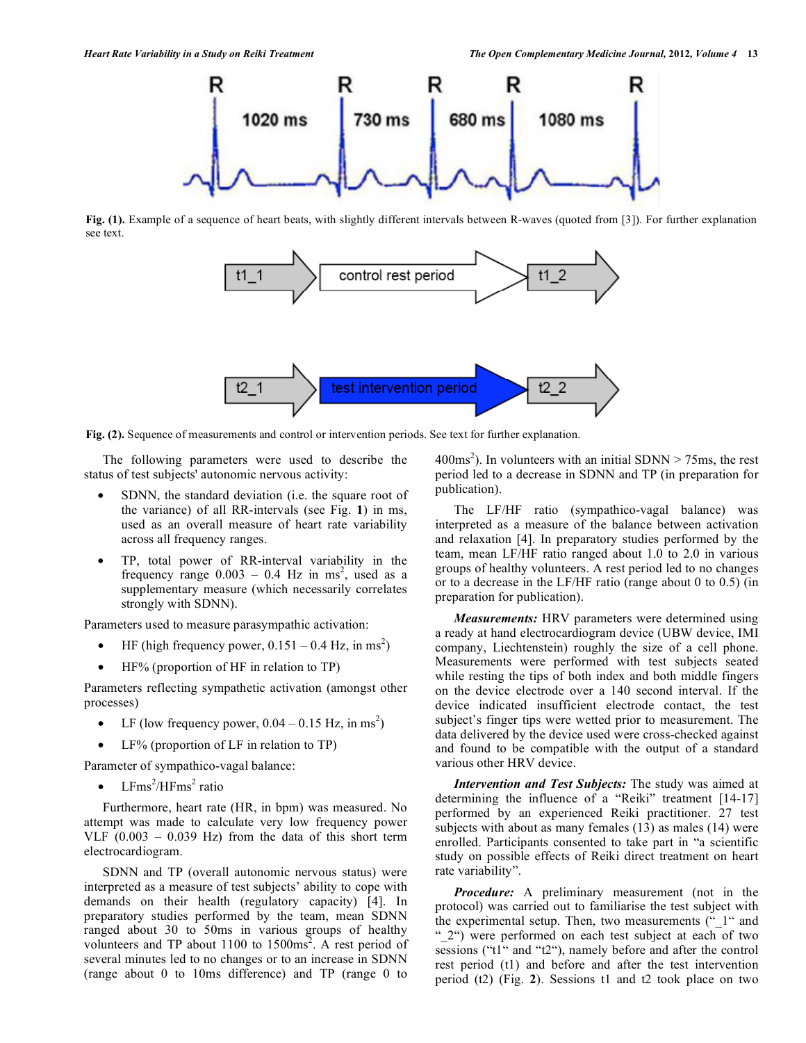Fig. (1). Example of a sequence of heart beats, with slightly different intervals between R-waves (quoted from [3]). For further explanation see text.

Fig. (2). Sequence of measurements and control or intervention periods. See text for further explanation.

The following parameters were used to describe the status of test subjects' autonomic nervous activity:

- SDNN, the standard deviation (i.e. the square root of the variance) of all RR-intervals (see Fig. 1) in ms, used as an overall measure of heart rate variability across all frequency ranges.
- TP, total power of RR-interval variability in the frequency range 0.003 – 0.4 Hz in $ms^2$, used as a supplementary measure (which necessarily correlates strongly with SDNN).

Parameters used to measure parasympathic activation:

- HF (high frequency power, 0.151 – 0.4 Hz, in $ms^2$)
- HF% (proportion of HF in relation to TP)

Parameters reflecting sympathetic activation (amongst other processes)

- LF (low frequency power, 0.04 – 0.15 Hz, in $ms^2$)
- LF% (proportion of LF in relation to TP)

Parameter of sympathico-vagal balance:

- $LFms^2/HFms^2$ ratio

Furthermore, heart rate (HR, in bpm) was measured. No attempt was made to calculate very low frequency power VLF (0.003 – 0.039 Hz) from the data of this short term electrocardiogram.

SDNN and TP (overall autonomic nervous status) were interpreted as a measure of test subjects' ability to cope with demands on their health (regulatory capacity) [4]. In preparatory studies performed by the team, mean SDNN ranged about 30 to 50ms in various groups of healthy volunteers and TP about 1100 to $1500ms^2$. A rest period of several minutes led to no changes or to an increase in SDNN (range about 0 to 10ms difference) and TP (range 0 to $400ms^2$). In volunteers with an initial SDNN > 75ms, the rest period led to a decrease in SDNN and TP (in preparation for publication).

The LF/HF ratio (sympathico-vagal balance) was interpreted as a measure of the balance between activation and relaxation [4]. In preparatory studies performed by the team, mean LF/HF ratio ranged about 1.0 to 2.0 in various groups of healthy volunteers. A rest period led to no changes or to a decrease in the LF/HF ratio (range about 0 to 0.5) (in preparation for publication).

***Measurements:*** HRV parameters were determined using a ready at hand electrocardiogram device (UBW device, IMI company, Liechtenstein) roughly the size of a cell phone. Measurements were performed with test subjects seated while resting the tips of both index and both middle fingers on the device electrode over a 140 second interval. If the device indicated insufficient electrode contact, the test subject's finger tips were wetted prior to measurement. The data delivered by the device used were cross-checked against and found to be compatible with the output of a standard various other HRV device.

***Intervention and Test Subjects:*** The study was aimed at determining the influence of a "Reiki" treatment [14-17] performed by an experienced Reiki practitioner. 27 test subjects with about as many females (13) as males (14) were enrolled. Participants consented to take part in "a scientific study on possible effects of Reiki direct treatment on heart rate variability".

***Procedure:*** A preliminary measurement (not in the protocol) was carried out to familiarise the test subject with the experimental setup. Then, two measurements ("_1" and "_2") were performed on each test subject at each of two sessions ("t1" and "t2"), namely before and after the control rest period (t1) and before and after the test intervention period (t2) (Fig. 2). Sessions t1 and t2 took place on two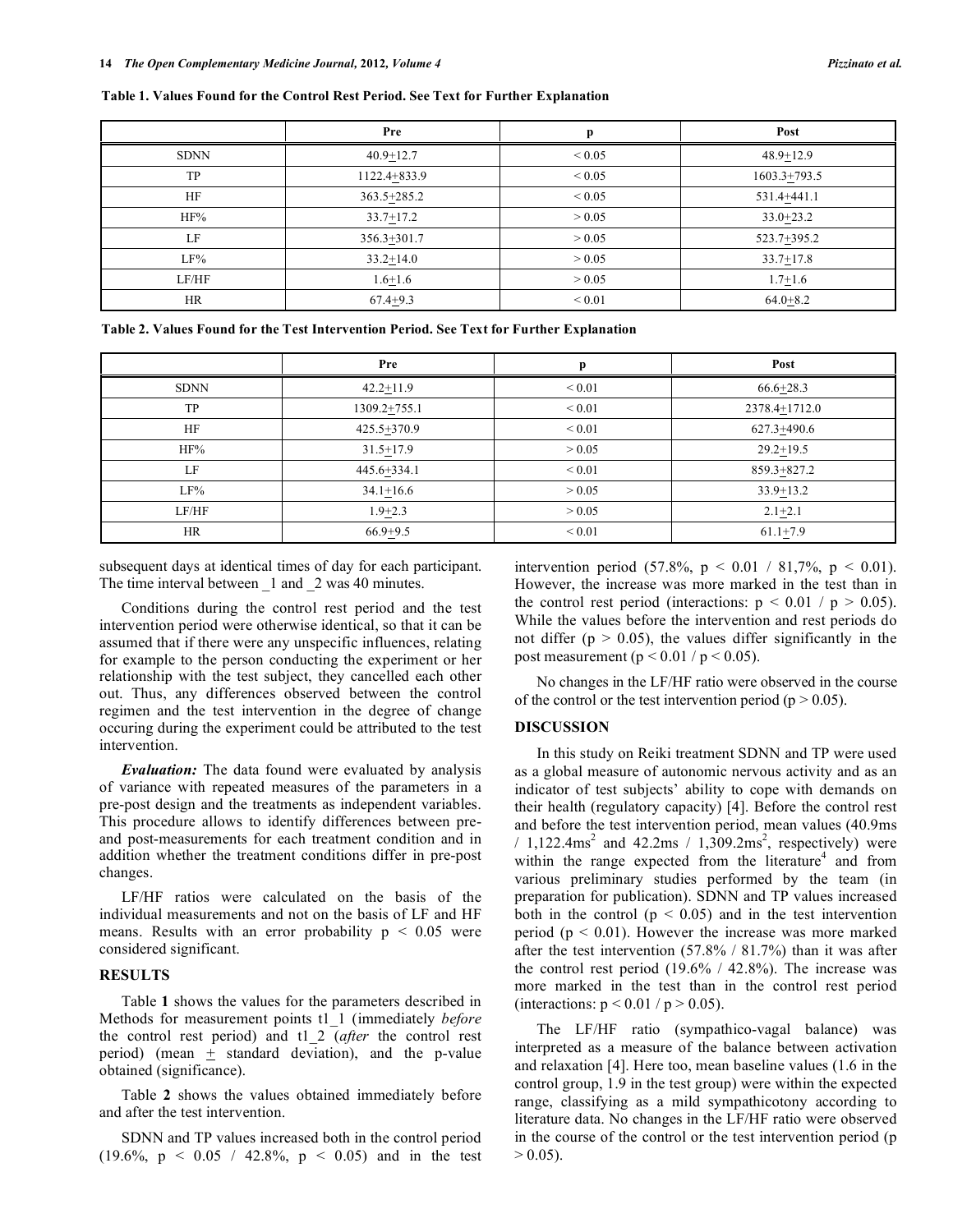**Table 1. Values Found for the Control Rest Period. See Text for Further Explanation**

| | Pre | p | Post |
|---|---|---|---|
| SDNN | 40.9±12.7 | < 0.05 | 48.9±12.9 |
| TP | 1122.4±833.9 | < 0.05 | 1603.3±793.5 |
| HF | 363.5±285.2 | < 0.05 | 531.4±441.1 |
| HF% | 33.7±17.2 | > 0.05 | 33.0±23.2 |
| LF | 356.3±301.7 | > 0.05 | 523.7±395.2 |
| LF% | 33.2±14.0 | > 0.05 | 33.7±17.8 |
| LF/HF | 1.6±1.6 | > 0.05 | 1.7±1.6 |
| HR | 67.4±9.3 | < 0.01 | 64.0±8.2 |

**Table 2. Values Found for the Test Intervention Period. See Text for Further Explanation**

| | Pre | p | Post |
|---|---|---|---|
| SDNN | 42.2±11.9 | < 0.01 | 66.6±28.3 |
| TP | 1309.2±755.1 | < 0.01 | 2378.4±1712.0 |
| HF | 425.5±370.9 | < 0.01 | 627.3±490.6 |
| HF% | 31.5±17.9 | > 0.05 | 29.2±19.5 |
| LF | 445.6±334.1 | < 0.01 | 859.3±827.2 |
| LF% | 34.1±16.6 | > 0.05 | 33.9±13.2 |
| LF/HF | 1.9±2.3 | > 0.05 | 2.1±2.1 |
| HR | 66.9±9.5 | < 0.01 | 61.1±7.9 |

subsequent days at identical times of day for each participant. The time interval between _1 and _2 was 40 minutes.

Conditions during the control rest period and the test intervention period were otherwise identical, so that it can be assumed that if there were any unspecific influences, relating for example to the person conducting the experiment or her relationship with the test subject, they cancelled each other out. Thus, any differences observed between the control regimen and the test intervention in the degree of change occuring during the experiment could be attributed to the test intervention.

***Evaluation:*** The data found were evaluated by analysis of variance with repeated measures of the parameters in a pre-post design and the treatments as independent variables. This procedure allows to identify differences between pre- and post-measurements for each treatment condition and in addition whether the treatment conditions differ in pre-post changes.

LF/HF ratios were calculated on the basis of the individual measurements and not on the basis of LF and HF means. Results with an error probability $p < 0.05$ were considered significant.

## RESULTS

Table **1** shows the values for the parameters described in Methods for measurement points t1_1 (immediately *before* the control rest period) and t1_2 (*after* the control rest period) (mean ± standard deviation), and the p-value obtained (significance).

Table **2** shows the values obtained immediately before and after the test intervention.

SDNN and TP values increased both in the control period (19.6%, $p < 0.05$ / 42.8%, $p < 0.05$) and in the test intervention period (57.8%, $p < 0.01$ / 81,7%, $p < 0.01$). However, the increase was more marked in the test than in the control rest period (interactions: $p < 0.01$ / $p > 0.05$). While the values before the intervention and rest periods do not differ ($p > 0.05$), the values differ significantly in the post measurement ($p < 0.01$ / $p < 0.05$).

No changes in the LF/HF ratio were observed in the course of the control or the test intervention period ($p > 0.05$).

## DISCUSSION

In this study on Reiki treatment SDNN and TP were used as a global measure of autonomic nervous activity and as an indicator of test subjects' ability to cope with demands on their health (regulatory capacity) [4]. Before the control rest and before the test intervention period, mean values (40.9ms / 1,122.4ms$^2$ and 42.2ms / 1,309.2ms$^2$, respectively) were within the range expected from the literature[4] and from various preliminary studies performed by the team (in preparation for publication). SDNN and TP values increased both in the control ($p < 0.05$) and in the test intervention period ($p < 0.01$). However the increase was more marked after the test intervention (57.8% / 81.7%) than it was after the control rest period (19.6% / 42.8%). The increase was more marked in the test than in the control rest period (interactions: $p < 0.01$ / $p > 0.05$).

The LF/HF ratio (sympathico-vagal balance) was interpreted as a measure of the balance between activation and relaxation [4]. Here too, mean baseline values (1.6 in the control group, 1.9 in the test group) were within the expected range, classifying as a mild sympathicotony according to literature data. No changes in the LF/HF ratio were observed in the course of the control or the test intervention period ($p > 0.05$).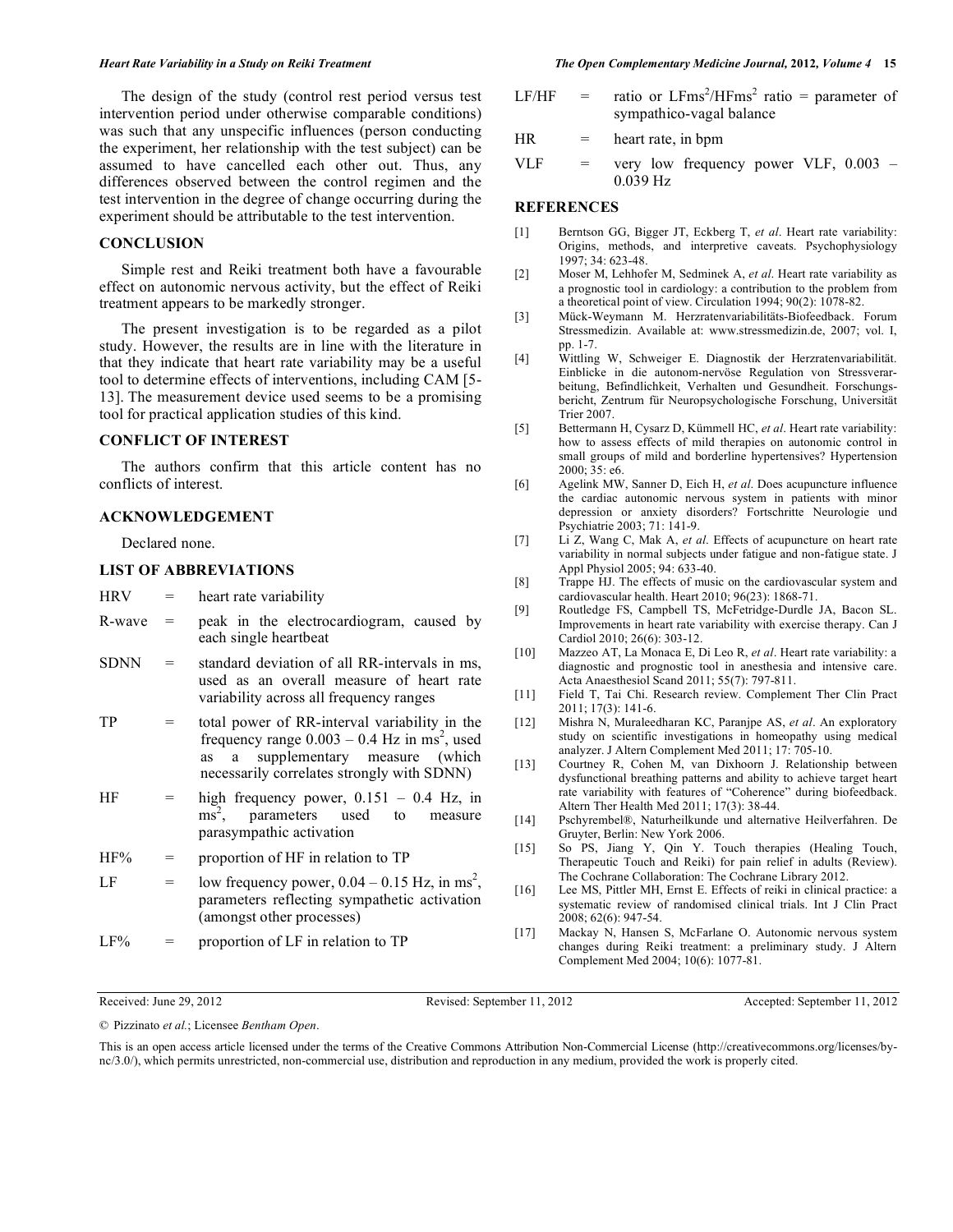The design of the study (control rest period versus test intervention period under otherwise comparable conditions) was such that any unspecific influences (person conducting the experiment, her relationship with the test subject) can be assumed to have cancelled each other out. Thus, any differences observed between the control regimen and the test intervention in the degree of change occurring during the experiment should be attributable to the test intervention.

## CONCLUSION

Simple rest and Reiki treatment both have a favourable effect on autonomic nervous activity, but the effect of Reiki treatment appears to be markedly stronger.

The present investigation is to be regarded as a pilot study. However, the results are in line with the literature in that they indicate that heart rate variability may be a useful tool to determine effects of interventions, including CAM [5-13]. The measurement device used seems to be a promising tool for practical application studies of this kind.

## CONFLICT OF INTEREST

The authors confirm that this article content has no conflicts of interest.

## ACKNOWLEDGEMENT

Declared none.

## LIST OF ABBREVIATIONS

| | | |
|---|---|---|
| HRV | = | heart rate variability |
| R-wave | = | peak in the electrocardiogram, caused by each single heartbeat |
| SDNN | = | standard deviation of all RR-intervals in ms, used as an overall measure of heart rate variability across all frequency ranges |
| TP | = | total power of RR-interval variability in the frequency range 0.003 – 0.4 Hz in $ms^2$, used as a supplementary measure (which necessarily correlates strongly with SDNN) |
| HF | = | high frequency power, 0.151 – 0.4 Hz, in $ms^2$, parameters used to measure parasympathetic activation |
| HF% | = | proportion of HF in relation to TP |
| LF | = | low frequency power, 0.04 – 0.15 Hz, in $ms^2$, parameters reflecting sympathetic activation (amongst other processes) |
| LF% | = | proportion of LF in relation to TP |
| LF/HF | = | ratio or $LFms^2/HFms^2$ ratio = parameter of sympathico-vagal balance |
| HR | = | heart rate, in bpm |
| VLF | = | very low frequency power VLF, 0.003 – 0.039 Hz |

## REFERENCES

[1] Berntson GG, Bigger JT, Eckberg T, *et al*. Heart rate variability: Origins, methods, and interpretive caveats. Psychophysiology 1997; 34: 623-48.

[2] Moser M, Lehhofer M, Sedminek A, *et al*. Heart rate variability as a prognostic tool in cardiology: a contribution to the problem from a theoretical point of view. Circulation 1994; 90(2): 1078-82.

[3] Mück-Weymann M. Herzratenvariabilitäts-Biofeedback. Forum Stressmedizin. Available at: www.stressmedizin.de, 2007; vol. I, pp. 1-7.

[4] Wittling W, Schweiger E. Diagnostik der Herzratenvariabilität. Einblicke in die autonom-nervöse Regulation von Stressverarbeitung, Befindlichkeit, Verhalten und Gesundheit. Forschungsbericht, Zentrum für Neuropsychologische Forschung, Universität Trier 2007.

[5] Bettermann H, Cysarz D, Kümmell HC, *et al*. Heart rate variability: how to assess effects of mild therapies on autonomic control in small groups of mild and borderline hypertensives? Hypertension 2000; 35: e6.

[6] Agelink MW, Sanner D, Eich H, *et al*. Does acupuncture influence the cardiac autonomic nervous system in patients with minor depression or anxiety disorders? Fortschritte Neurologie und Psychiatrie 2003; 71: 141-9.

[7] Li Z, Wang C, Mak A, *et al*. Effects of acupuncture on heart rate variability in normal subjects under fatigue and non-fatigue state. J Appl Physiol 2005; 94: 633-40.

[8] Trappe HJ. The effects of music on the cardiovascular system and cardiovascular health. Heart 2010; 96(23): 1868-71.

[9] Routledge FS, Campbell TS, McFetridge-Durdle JA, Bacon SL. Improvements in heart rate variability with exercise therapy. Can J Cardiol 2010; 26(6): 303-12.

[10] Mazzeo AT, La Monaca E, Di Leo R, *et al*. Heart rate variability: a diagnostic and prognostic tool in anesthesia and intensive care. Acta Anaesthesiol Scand 2011; 55(7): 797-811.

[11] Field T, Tai Chi. Research review. Complement Ther Clin Pract 2011; 17(3): 141-6.

[12] Mishra N, Muraleedharan KC, Paranjpe AS, *et al*. An exploratory study on scientific investigations in homeopathy using medical analyzer. J Altern Complement Med 2011; 17: 705-10.

[13] Courtney R, Cohen M, van Dixhoorn J. Relationship between dysfunctional breathing patterns and ability to achieve target heart rate variability with features of "Coherence" during biofeedback. Altern Ther Health Med 2011; 17(3): 38-44.

[14] Pschyrembel®, Naturheilkunde und alternative Heilverfahren. De Gruyter, Berlin: New York 2006.

[15] So PS, Jiang Y, Qin Y. Touch therapies (Healing Touch, Therapeutic Touch and Reiki) for pain relief in adults (Review). The Cochrane Collaboration: The Cochrane Library 2012.

[16] Lee MS, Pittler MH, Ernst E. Effects of reiki in clinical practice: a systematic review of randomised clinical trials. Int J Clin Pract 2008; 62(6): 947-54.

[17] Mackay N, Hansen S, McFarlane O. Autonomic nervous system changes during Reiki treatment: a preliminary study. J Altern Complement Med 2004; 10(6): 1077-81.

Received: June 29, 2012 Revised: September 11, 2012 Accepted: September 11, 2012

© Pizzinato *et al.*; Licensee *Bentham Open*.

This is an open access article licensed under the terms of the Creative Commons Attribution Non-Commercial License (http://creativecommons.org/licenses/by-nc/3.0/), which permits unrestricted, non-commercial use, distribution and reproduction in any medium, provided the work is properly cited.